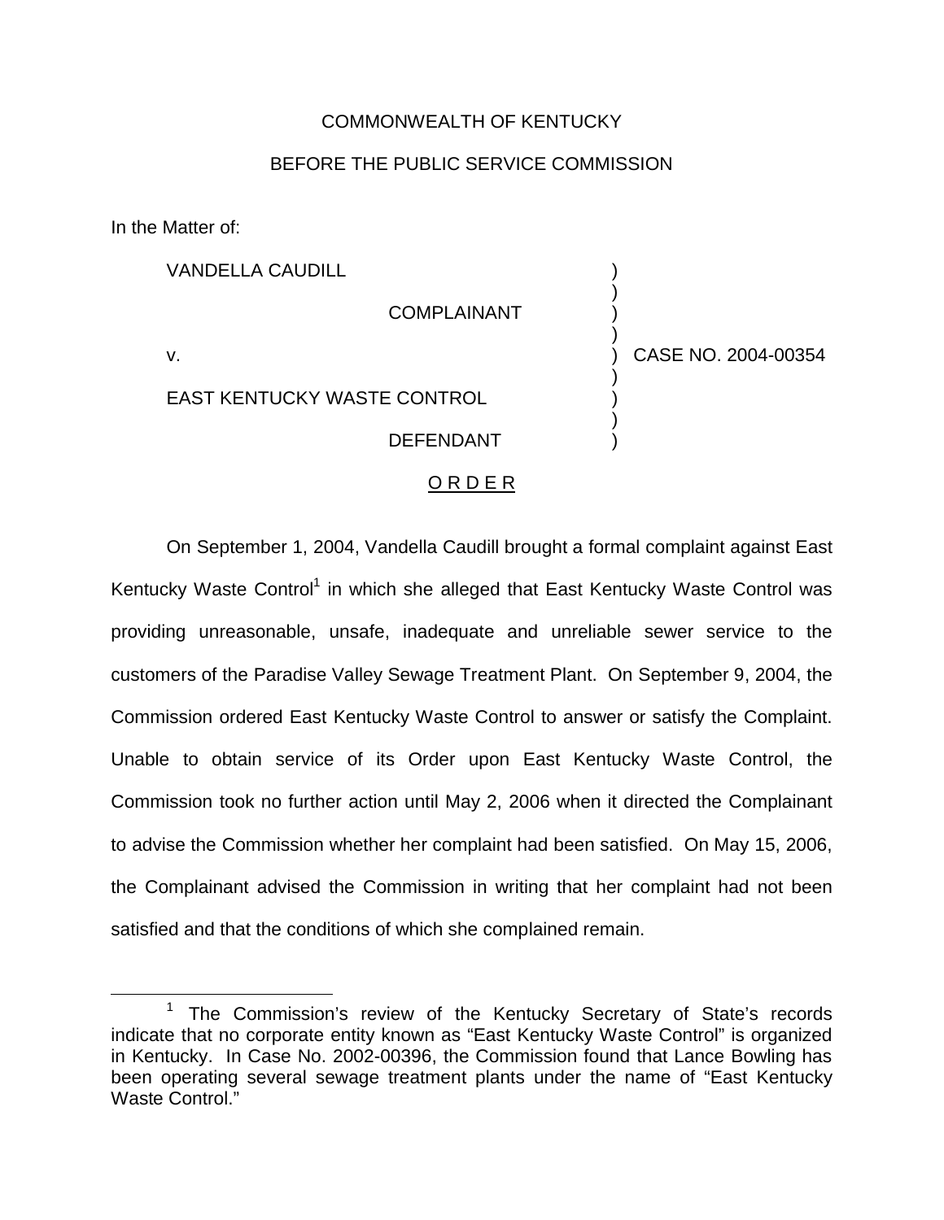COMMONWEALTH OF KENTUCKY

BEFORE THE PUBLIC SERVICE COMMISSION

In the Matter of:

VANDELLA CAUDILL )
 )
COMPLAINANT )
 )
v. ) CASE NO. 2004-00354
 )
EAST KENTUCKY WASTE CONTROL )
 )
DEFENDANT )

O R D E R

On September 1, 2004, Vandella Caudill brought a formal complaint against East Kentucky Waste Control[1] in which she alleged that East Kentucky Waste Control was providing unreasonable, unsafe, inadequate and unreliable sewer service to the customers of the Paradise Valley Sewage Treatment Plant. On September 9, 2004, the Commission ordered East Kentucky Waste Control to answer or satisfy the Complaint. Unable to obtain service of its Order upon East Kentucky Waste Control, the Commission took no further action until May 2, 2006 when it directed the Complainant to advise the Commission whether her complaint had been satisfied. On May 15, 2006, the Complainant advised the Commission in writing that her complaint had not been satisfied and that the conditions of which she complained remain.

[1] The Commission's review of the Kentucky Secretary of State's records indicate that no corporate entity known as "East Kentucky Waste Control" is organized in Kentucky. In Case No. 2002-00396, the Commission found that Lance Bowling has been operating several sewage treatment plants under the name of "East Kentucky Waste Control."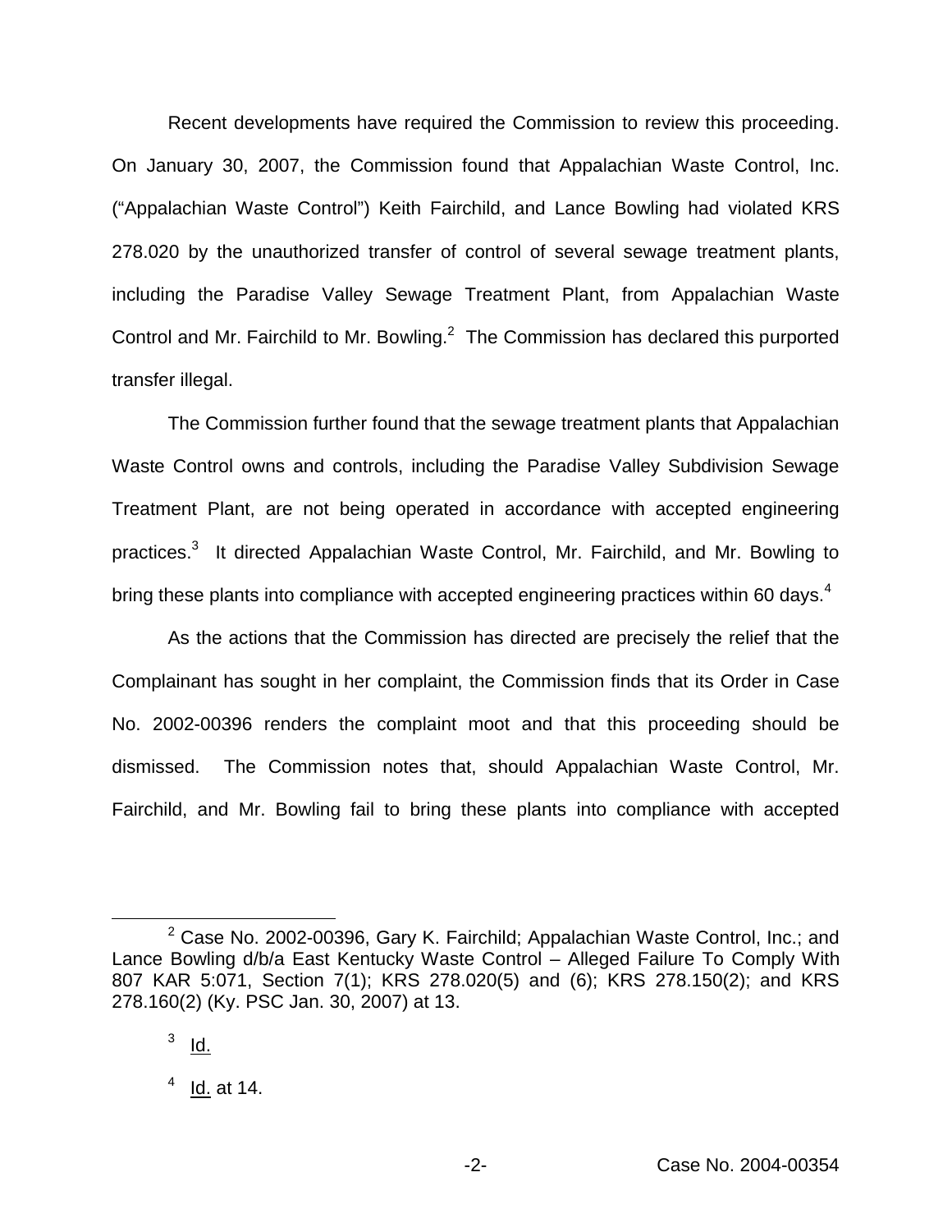Recent developments have required the Commission to review this proceeding. On January 30, 2007, the Commission found that Appalachian Waste Control, Inc. ("Appalachian Waste Control") Keith Fairchild, and Lance Bowling had violated KRS 278.020 by the unauthorized transfer of control of several sewage treatment plants, including the Paradise Valley Sewage Treatment Plant, from Appalachian Waste Control and Mr. Fairchild to Mr. Bowling.[2] The Commission has declared this purported transfer illegal.

The Commission further found that the sewage treatment plants that Appalachian Waste Control owns and controls, including the Paradise Valley Subdivision Sewage Treatment Plant, are not being operated in accordance with accepted engineering practices.[3] It directed Appalachian Waste Control, Mr. Fairchild, and Mr. Bowling to bring these plants into compliance with accepted engineering practices within 60 days.[4]

As the actions that the Commission has directed are precisely the relief that the Complainant has sought in her complaint, the Commission finds that its Order in Case No. 2002-00396 renders the complaint moot and that this proceeding should be dismissed. The Commission notes that, should Appalachian Waste Control, Mr. Fairchild, and Mr. Bowling fail to bring these plants into compliance with accepted

---

[2] Case No. 2002-00396, Gary K. Fairchild; Appalachian Waste Control, Inc.; and Lance Bowling d/b/a East Kentucky Waste Control – Alleged Failure To Comply With 807 KAR 5:071, Section 7(1); KRS 278.020(5) and (6); KRS 278.150(2); and KRS 278.160(2) (Ky. PSC Jan. 30, 2007) at 13.

[3] Id.

[4] Id. at 14.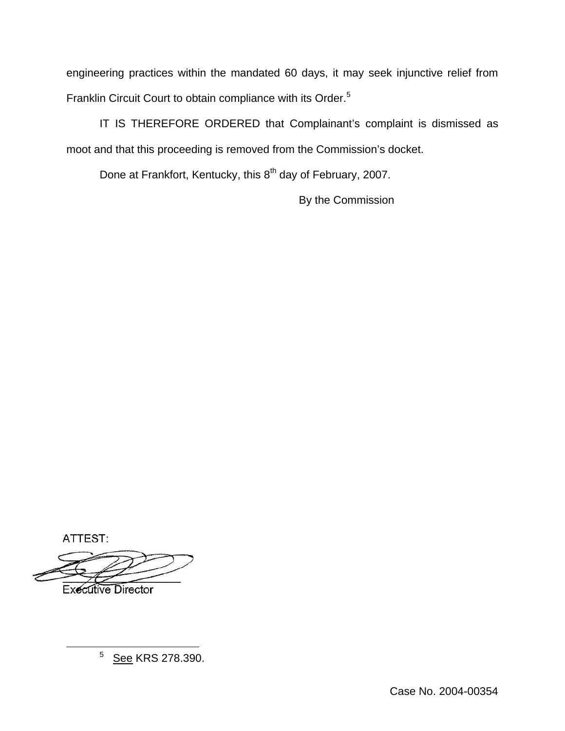engineering practices within the mandated 60 days, it may seek injunctive relief from Franklin Circuit Court to obtain compliance with its Order.[5]

IT IS THEREFORE ORDERED that Complainant's complaint is dismissed as moot and that this proceeding is removed from the Commission's docket.

Done at Frankfort, Kentucky, this 8th day of February, 2007.

By the Commission

ATTEST:

Executive Director

[5] See KRS 278.390.

Case No. 2004-00354